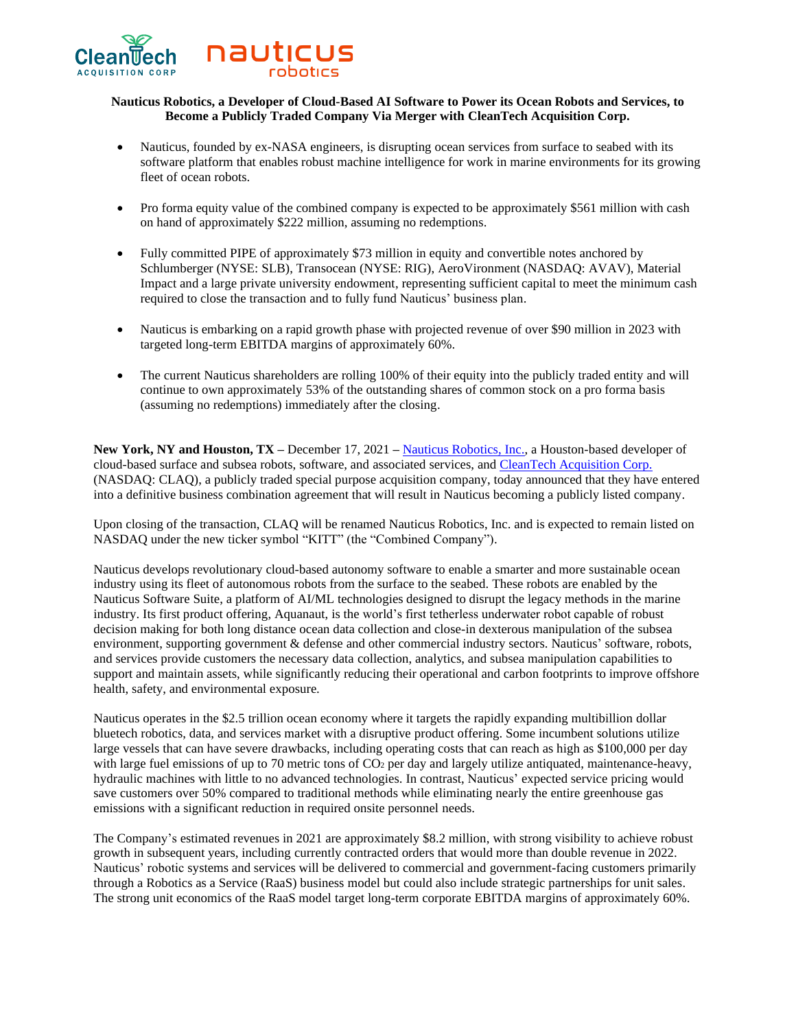**Nauticus Robotics, a Developer of Cloud-Based AI Software to Power its Ocean Robots and Services, to Become a Publicly Traded Company Via Merger with CleanTech Acquisition Corp.**

- Nauticus, founded by ex-NASA engineers, is disrupting ocean services from surface to seabed with its software platform that enables robust machine intelligence for work in marine environments for its growing fleet of ocean robots.
- Pro forma equity value of the combined company is expected to be approximately $561 million with cash on hand of approximately $222 million, assuming no redemptions.
- Fully committed PIPE of approximately $73 million in equity and convertible notes anchored by Schlumberger (NYSE: SLB), Transocean (NYSE: RIG), AeroVironment (NASDAQ: AVAV), Material Impact and a large private university endowment, representing sufficient capital to meet the minimum cash required to close the transaction and to fully fund Nauticus' business plan.
- Nauticus is embarking on a rapid growth phase with projected revenue of over $90 million in 2023 with targeted long-term EBITDA margins of approximately 60%.
- The current Nauticus shareholders are rolling 100% of their equity into the publicly traded entity and will continue to own approximately 53% of the outstanding shares of common stock on a pro forma basis (assuming no redemptions) immediately after the closing.

**New York, NY and Houston, TX –** December 17, 2021 – Nauticus Robotics, Inc., a Houston-based developer of cloud-based surface and subsea robots, software, and associated services, and CleanTech Acquisition Corp. (NASDAQ: CLAQ), a publicly traded special purpose acquisition company, today announced that they have entered into a definitive business combination agreement that will result in Nauticus becoming a publicly listed company.

Upon closing of the transaction, CLAQ will be renamed Nauticus Robotics, Inc. and is expected to remain listed on NASDAQ under the new ticker symbol "KITT" (the "Combined Company").

Nauticus develops revolutionary cloud-based autonomy software to enable a smarter and more sustainable ocean industry using its fleet of autonomous robots from the surface to the seabed. These robots are enabled by the Nauticus Software Suite, a platform of AI/ML technologies designed to disrupt the legacy methods in the marine industry. Its first product offering, Aquanaut, is the world's first tetherless underwater robot capable of robust decision making for both long distance ocean data collection and close-in dexterous manipulation of the subsea environment, supporting government & defense and other commercial industry sectors. Nauticus' software, robots, and services provide customers the necessary data collection, analytics, and subsea manipulation capabilities to support and maintain assets, while significantly reducing their operational and carbon footprints to improve offshore health, safety, and environmental exposure.

Nauticus operates in the $2.5 trillion ocean economy where it targets the rapidly expanding multibillion dollar bluetech robotics, data, and services market with a disruptive product offering. Some incumbent solutions utilize large vessels that can have severe drawbacks, including operating costs that can reach as high as $100,000 per day with large fuel emissions of up to 70 metric tons of $CO_2$ per day and largely utilize antiquated, maintenance-heavy, hydraulic machines with little to no advanced technologies. In contrast, Nauticus' expected service pricing would save customers over 50% compared to traditional methods while eliminating nearly the entire greenhouse gas emissions with a significant reduction in required onsite personnel needs.

The Company's estimated revenues in 2021 are approximately $8.2 million, with strong visibility to achieve robust growth in subsequent years, including currently contracted orders that would more than double revenue in 2022. Nauticus' robotic systems and services will be delivered to commercial and government-facing customers primarily through a Robotics as a Service (RaaS) business model but could also include strategic partnerships for unit sales. The strong unit economics of the RaaS model target long-term corporate EBITDA margins of approximately 60%.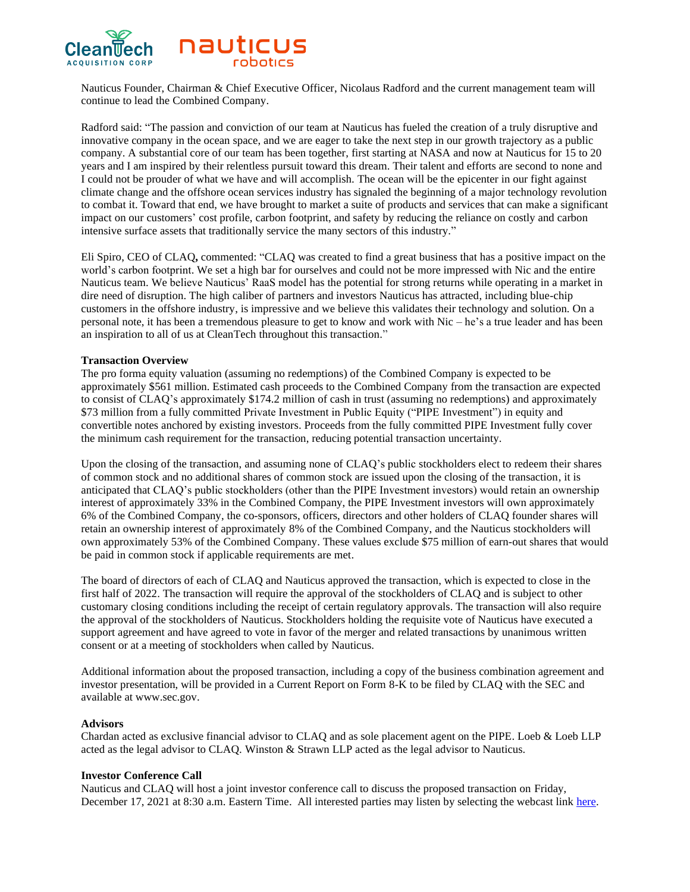Nauticus Founder, Chairman & Chief Executive Officer, Nicolaus Radford and the current management team will continue to lead the Combined Company.

Radford said: "The passion and conviction of our team at Nauticus has fueled the creation of a truly disruptive and innovative company in the ocean space, and we are eager to take the next step in our growth trajectory as a public company. A substantial core of our team has been together, first starting at NASA and now at Nauticus for 15 to 20 years and I am inspired by their relentless pursuit toward this dream. Their talent and efforts are second to none and I could not be prouder of what we have and will accomplish. The ocean will be the epicenter in our fight against climate change and the offshore ocean services industry has signaled the beginning of a major technology revolution to combat it. Toward that end, we have brought to market a suite of products and services that can make a significant impact on our customers' cost profile, carbon footprint, and safety by reducing the reliance on costly and carbon intensive surface assets that traditionally service the many sectors of this industry."

Eli Spiro, CEO of CLAQ**,** commented: "CLAQ was created to find a great business that has a positive impact on the world's carbon footprint. We set a high bar for ourselves and could not be more impressed with Nic and the entire Nauticus team. We believe Nauticus' RaaS model has the potential for strong returns while operating in a market in dire need of disruption. The high caliber of partners and investors Nauticus has attracted, including blue-chip customers in the offshore industry, is impressive and we believe this validates their technology and solution. On a personal note, it has been a tremendous pleasure to get to know and work with Nic – he's a true leader and has been an inspiration to all of us at CleanTech throughout this transaction."

**Transaction Overview**

The pro forma equity valuation (assuming no redemptions) of the Combined Company is expected to be approximately $561 million. Estimated cash proceeds to the Combined Company from the transaction are expected to consist of CLAQ's approximately $174.2 million of cash in trust (assuming no redemptions) and approximately $73 million from a fully committed Private Investment in Public Equity ("PIPE Investment") in equity and convertible notes anchored by existing investors. Proceeds from the fully committed PIPE Investment fully cover the minimum cash requirement for the transaction, reducing potential transaction uncertainty.

Upon the closing of the transaction, and assuming none of CLAQ's public stockholders elect to redeem their shares of common stock and no additional shares of common stock are issued upon the closing of the transaction, it is anticipated that CLAQ's public stockholders (other than the PIPE Investment investors) would retain an ownership interest of approximately 33% in the Combined Company, the PIPE Investment investors will own approximately 6% of the Combined Company, the co-sponsors, officers, directors and other holders of CLAQ founder shares will retain an ownership interest of approximately 8% of the Combined Company, and the Nauticus stockholders will own approximately 53% of the Combined Company. These values exclude $75 million of earn-out shares that would be paid in common stock if applicable requirements are met.

The board of directors of each of CLAQ and Nauticus approved the transaction, which is expected to close in the first half of 2022. The transaction will require the approval of the stockholders of CLAQ and is subject to other customary closing conditions including the receipt of certain regulatory approvals. The transaction will also require the approval of the stockholders of Nauticus. Stockholders holding the requisite vote of Nauticus have executed a support agreement and have agreed to vote in favor of the merger and related transactions by unanimous written consent or at a meeting of stockholders when called by Nauticus.

Additional information about the proposed transaction, including a copy of the business combination agreement and investor presentation, will be provided in a Current Report on Form 8-K to be filed by CLAQ with the SEC and available at www.sec.gov.

**Advisors**

Chardan acted as exclusive financial advisor to CLAQ and as sole placement agent on the PIPE. Loeb & Loeb LLP acted as the legal advisor to CLAQ. Winston & Strawn LLP acted as the legal advisor to Nauticus.

**Investor Conference Call**

Nauticus and CLAQ will host a joint investor conference call to discuss the proposed transaction on Friday, December 17, 2021 at 8:30 a.m. Eastern Time. All interested parties may listen by selecting the webcast link here.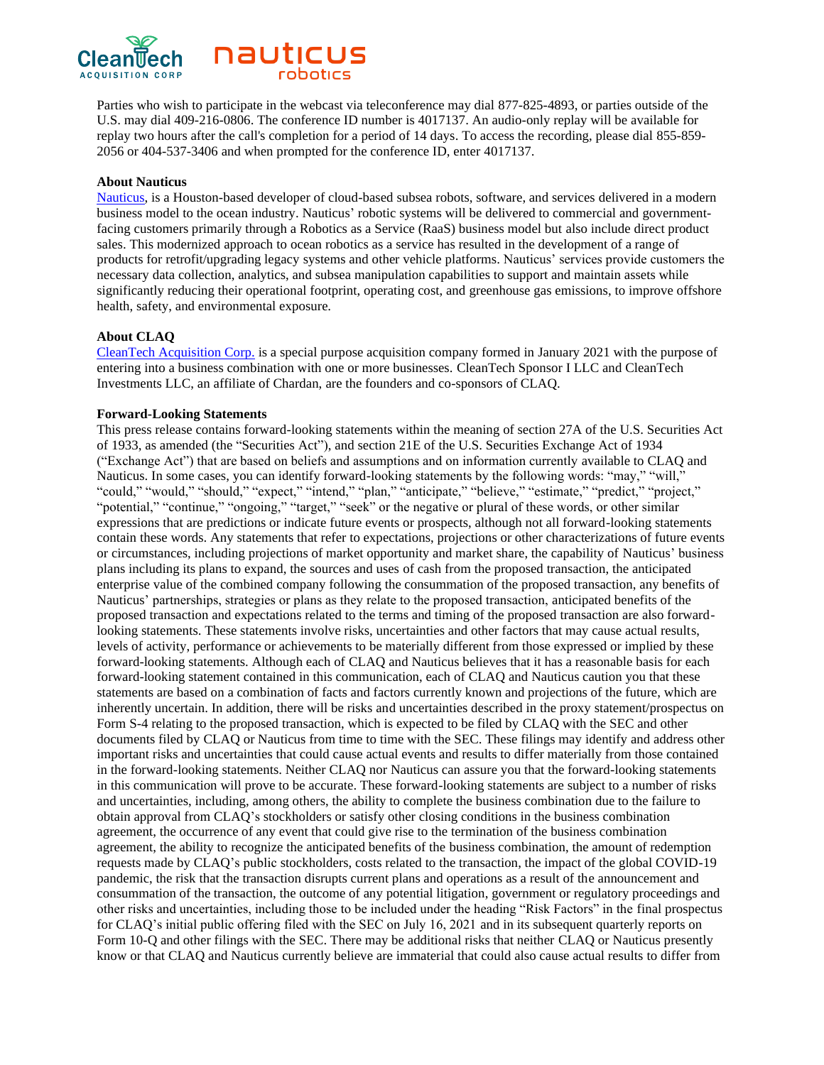Parties who wish to participate in the webcast via teleconference may dial 877-825-4893, or parties outside of the U.S. may dial 409-216-0806. The conference ID number is 4017137. An audio-only replay will be available for replay two hours after the call's completion for a period of 14 days. To access the recording, please dial 855-859-2056 or 404-537-3406 and when prompted for the conference ID, enter 4017137.

**About Nauticus**

Nauticus, is a Houston-based developer of cloud-based subsea robots, software, and services delivered in a modern business model to the ocean industry. Nauticus' robotic systems will be delivered to commercial and government-facing customers primarily through a Robotics as a Service (RaaS) business model but also include direct product sales. This modernized approach to ocean robotics as a service has resulted in the development of a range of products for retrofit/upgrading legacy systems and other vehicle platforms. Nauticus' services provide customers the necessary data collection, analytics, and subsea manipulation capabilities to support and maintain assets while significantly reducing their operational footprint, operating cost, and greenhouse gas emissions, to improve offshore health, safety, and environmental exposure.

**About CLAQ**

CleanTech Acquisition Corp. is a special purpose acquisition company formed in January 2021 with the purpose of entering into a business combination with one or more businesses. CleanTech Sponsor I LLC and CleanTech Investments LLC, an affiliate of Chardan, are the founders and co-sponsors of CLAQ.

**Forward-Looking Statements**

This press release contains forward-looking statements within the meaning of section 27A of the U.S. Securities Act of 1933, as amended (the "Securities Act"), and section 21E of the U.S. Securities Exchange Act of 1934 ("Exchange Act") that are based on beliefs and assumptions and on information currently available to CLAQ and Nauticus. In some cases, you can identify forward-looking statements by the following words: "may," "will," "could," "would," "should," "expect," "intend," "plan," "anticipate," "believe," "estimate," "predict," "project," "potential," "continue," "ongoing," "target," "seek" or the negative or plural of these words, or other similar expressions that are predictions or indicate future events or prospects, although not all forward-looking statements contain these words. Any statements that refer to expectations, projections or other characterizations of future events or circumstances, including projections of market opportunity and market share, the capability of Nauticus' business plans including its plans to expand, the sources and uses of cash from the proposed transaction, the anticipated enterprise value of the combined company following the consummation of the proposed transaction, any benefits of Nauticus' partnerships, strategies or plans as they relate to the proposed transaction, anticipated benefits of the proposed transaction and expectations related to the terms and timing of the proposed transaction are also forward-looking statements. These statements involve risks, uncertainties and other factors that may cause actual results, levels of activity, performance or achievements to be materially different from those expressed or implied by these forward-looking statements. Although each of CLAQ and Nauticus believes that it has a reasonable basis for each forward-looking statement contained in this communication, each of CLAQ and Nauticus caution you that these statements are based on a combination of facts and factors currently known and projections of the future, which are inherently uncertain. In addition, there will be risks and uncertainties described in the proxy statement/prospectus on Form S-4 relating to the proposed transaction, which is expected to be filed by CLAQ with the SEC and other documents filed by CLAQ or Nauticus from time to time with the SEC. These filings may identify and address other important risks and uncertainties that could cause actual events and results to differ materially from those contained in the forward-looking statements. Neither CLAQ nor Nauticus can assure you that the forward-looking statements in this communication will prove to be accurate. These forward-looking statements are subject to a number of risks and uncertainties, including, among others, the ability to complete the business combination due to the failure to obtain approval from CLAQ's stockholders or satisfy other closing conditions in the business combination agreement, the occurrence of any event that could give rise to the termination of the business combination agreement, the ability to recognize the anticipated benefits of the business combination, the amount of redemption requests made by CLAQ's public stockholders, costs related to the transaction, the impact of the global COVID-19 pandemic, the risk that the transaction disrupts current plans and operations as a result of the announcement and consummation of the transaction, the outcome of any potential litigation, government or regulatory proceedings and other risks and uncertainties, including those to be included under the heading "Risk Factors" in the final prospectus for CLAQ's initial public offering filed with the SEC on July 16, 2021 and in its subsequent quarterly reports on Form 10-Q and other filings with the SEC. There may be additional risks that neither CLAQ or Nauticus presently know or that CLAQ and Nauticus currently believe are immaterial that could also cause actual results to differ from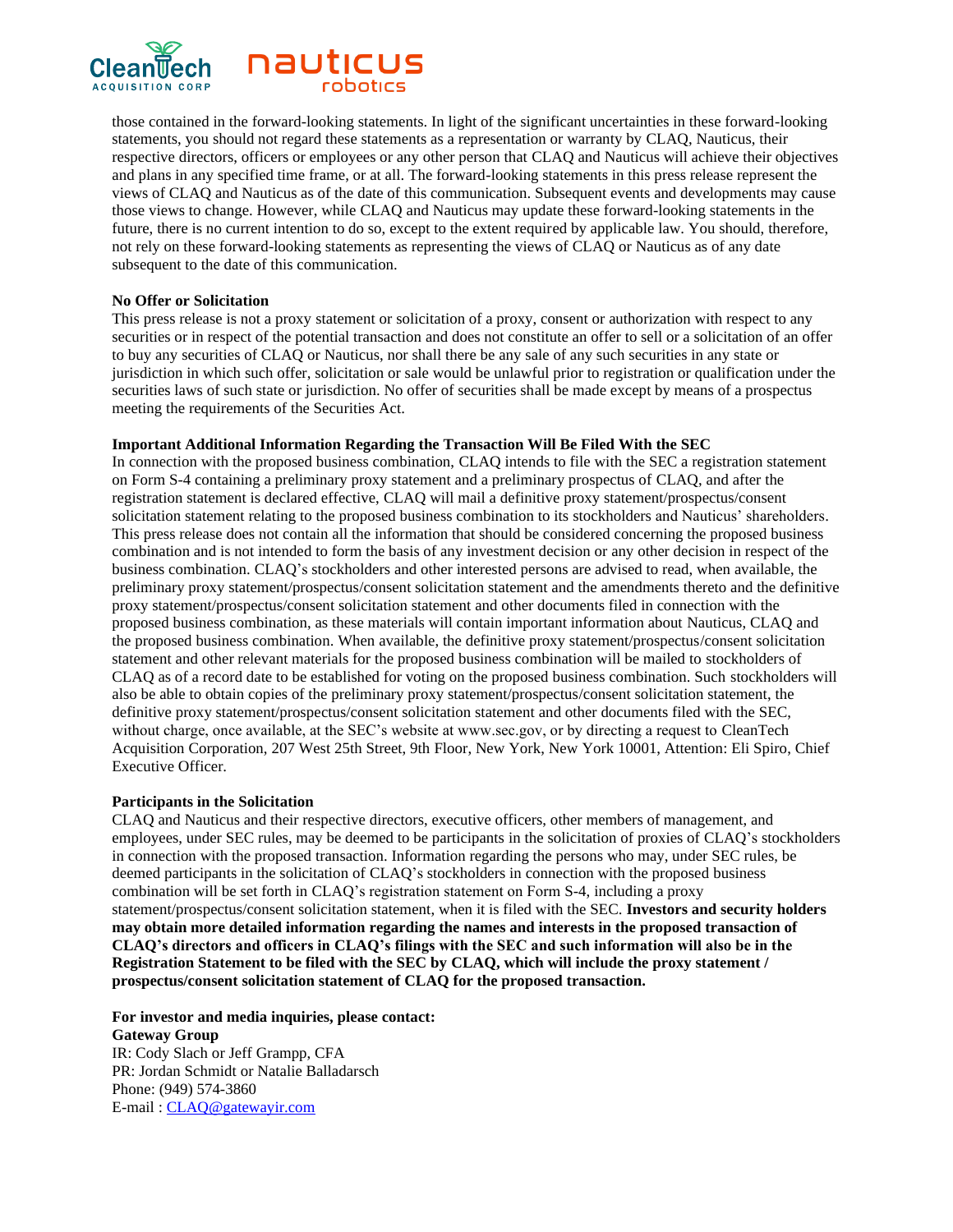those contained in the forward-looking statements. In light of the significant uncertainties in these forward-looking statements, you should not regard these statements as a representation or warranty by CLAQ, Nauticus, their respective directors, officers or employees or any other person that CLAQ and Nauticus will achieve their objectives and plans in any specified time frame, or at all. The forward-looking statements in this press release represent the views of CLAQ and Nauticus as of the date of this communication. Subsequent events and developments may cause those views to change. However, while CLAQ and Nauticus may update these forward-looking statements in the future, there is no current intention to do so, except to the extent required by applicable law. You should, therefore, not rely on these forward-looking statements as representing the views of CLAQ or Nauticus as of any date subsequent to the date of this communication.

**No Offer or Solicitation**

This press release is not a proxy statement or solicitation of a proxy, consent or authorization with respect to any securities or in respect of the potential transaction and does not constitute an offer to sell or a solicitation of an offer to buy any securities of CLAQ or Nauticus, nor shall there be any sale of any such securities in any state or jurisdiction in which such offer, solicitation or sale would be unlawful prior to registration or qualification under the securities laws of such state or jurisdiction. No offer of securities shall be made except by means of a prospectus meeting the requirements of the Securities Act.

**Important Additional Information Regarding the Transaction Will Be Filed With the SEC**

In connection with the proposed business combination, CLAQ intends to file with the SEC a registration statement on Form S-4 containing a preliminary proxy statement and a preliminary prospectus of CLAQ, and after the registration statement is declared effective, CLAQ will mail a definitive proxy statement/prospectus/consent solicitation statement relating to the proposed business combination to its stockholders and Nauticus' shareholders. This press release does not contain all the information that should be considered concerning the proposed business combination and is not intended to form the basis of any investment decision or any other decision in respect of the business combination. CLAQ's stockholders and other interested persons are advised to read, when available, the preliminary proxy statement/prospectus/consent solicitation statement and the amendments thereto and the definitive proxy statement/prospectus/consent solicitation statement and other documents filed in connection with the proposed business combination, as these materials will contain important information about Nauticus, CLAQ and the proposed business combination. When available, the definitive proxy statement/prospectus/consent solicitation statement and other relevant materials for the proposed business combination will be mailed to stockholders of CLAQ as of a record date to be established for voting on the proposed business combination. Such stockholders will also be able to obtain copies of the preliminary proxy statement/prospectus/consent solicitation statement, the definitive proxy statement/prospectus/consent solicitation statement and other documents filed with the SEC, without charge, once available, at the SEC's website at www.sec.gov, or by directing a request to CleanTech Acquisition Corporation, 207 West 25th Street, 9th Floor, New York, New York 10001, Attention: Eli Spiro, Chief Executive Officer.

**Participants in the Solicitation**

CLAQ and Nauticus and their respective directors, executive officers, other members of management, and employees, under SEC rules, may be deemed to be participants in the solicitation of proxies of CLAQ's stockholders in connection with the proposed transaction. Information regarding the persons who may, under SEC rules, be deemed participants in the solicitation of CLAQ's stockholders in connection with the proposed business combination will be set forth in CLAQ's registration statement on Form S-4, including a proxy statement/prospectus/consent solicitation statement, when it is filed with the SEC. **Investors and security holders may obtain more detailed information regarding the names and interests in the proposed transaction of CLAQ's directors and officers in CLAQ's filings with the SEC and such information will also be in the Registration Statement to be filed with the SEC by CLAQ, which will include the proxy statement / prospectus/consent solicitation statement of CLAQ for the proposed transaction.**

**For investor and media inquiries, please contact:**
**Gateway Group**
IR: Cody Slach or Jeff Grampp, CFA
PR: Jordan Schmidt or Natalie Balladarsch
Phone: (949) 574-3860
E-mail : CLAQ@gatewayir.com